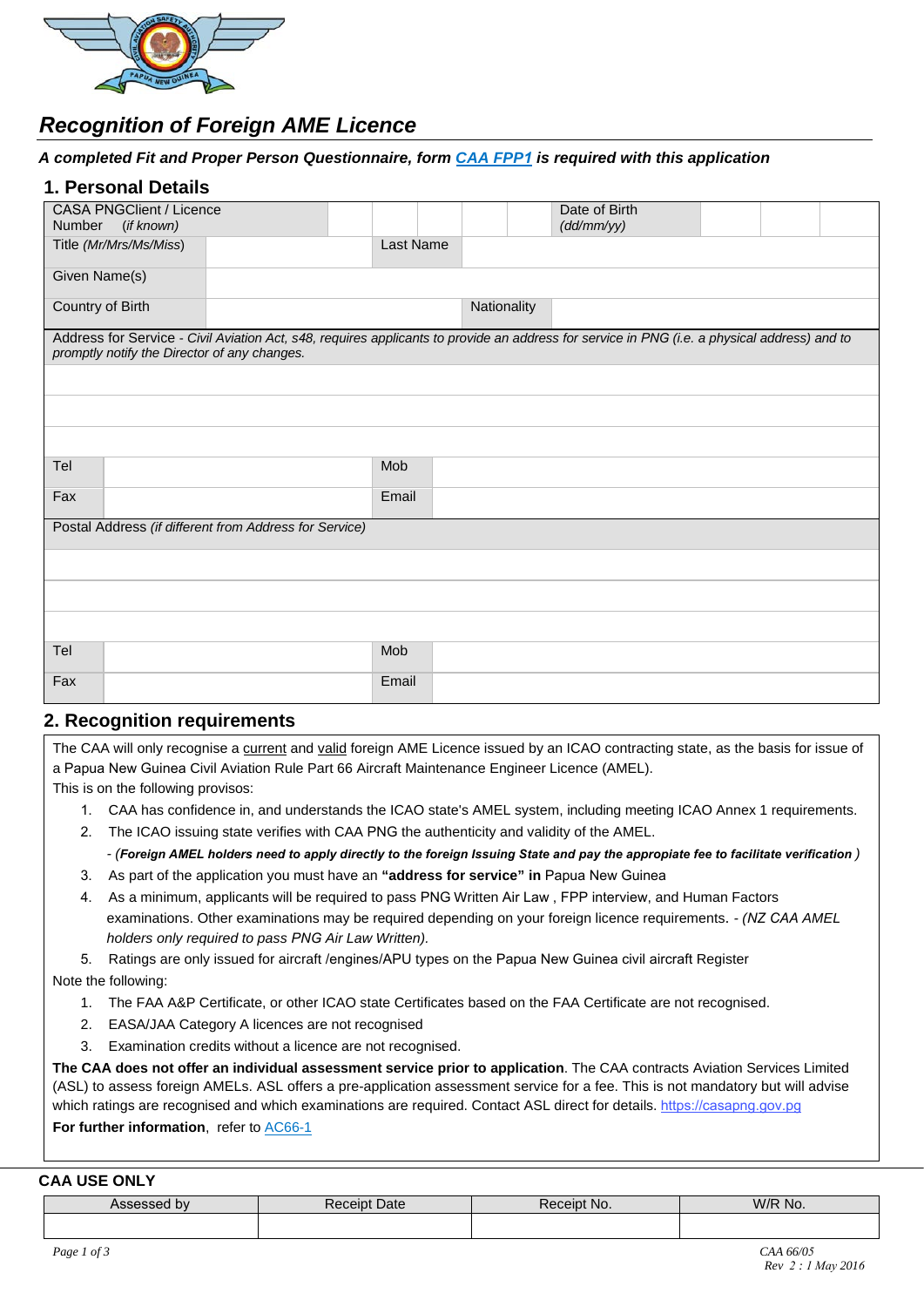# Recognition of Foreign AME Licence

***A completed Fit and Proper Person Questionnaire, form [CAA FPP1](#) is required with this application***

## 1. Personal Details

| CASA PNGClient / Licence Number *(if known)* | | | | | | Date of Birth *(dd/mm/yy)* | | | |
|---|---|---|---|---|---|---|---|---|---|
| Title *(Mr/Mrs/Ms/Miss)* | | Last Name | | | | | | | |
| Given Name(s) | | | | | | | | | |
| Country of Birth | | | Nationality | | | | | | |

Address for Service - *Civil Aviation Act, s48, requires applicants to provide an address for service in PNG (i.e. a physical address) and to promptly notify the Director of any changes.*

| | | | |
|---|---|---|---|
| | | | |
| | | | |
| | | | |
| Tel | | Mob | |
| Fax | | Email | |

Postal Address *(if different from Address for Service)*

| | | | |
|---|---|---|---|
| | | | |
| | | | |
| | | | |
| Tel | | Mob | |
| Fax | | Email | |

## 2. Recognition requirements

The CAA will only recognise a current and valid foreign AME Licence issued by an ICAO contracting state, as the basis for issue of a Papua New Guinea Civil Aviation Rule Part 66 Aircraft Maintenance Engineer Licence (AMEL).
This is on the following provisos:

1. CAA has confidence in, and understands the ICAO state's AMEL system, including meeting ICAO Annex 1 requirements.
2. The ICAO issuing state verifies with CAA PNG the authenticity and validity of the AMEL.
   - ***(Foreign AMEL holders need to apply directly to the foreign Issuing State and pay the appropiate fee to facilitate verification )***
3. As part of the application you must have an **"address for service" in** Papua New Guinea
4. As a minimum, applicants will be required to pass PNG Written Air Law , FPP interview, and Human Factors examinations. Other examinations may be required depending on your foreign licence requirements. - *(NZ CAA AMEL holders only required to pass PNG Air Law Written).*
5. Ratings are only issued for aircraft /engines/APU types on the Papua New Guinea civil aircraft Register

Note the following:

1. The FAA A&P Certificate, or other ICAO state Certificates based on the FAA Certificate are not recognised.
2. EASA/JAA Category A licences are not recognised
3. Examination credits without a licence are not recognised.

**The CAA does not offer an individual assessment service prior to application**. The CAA contracts Aviation Services Limited (ASL) to assess foreign AMELs. ASL offers a pre-application assessment service for a fee. This is not mandatory but will advise which ratings are recognised and which examinations are required. Contact ASL direct for details. [https://casapng.gov.pg](https://casapng.gov.pg)

**For further information**, refer to [AC66-1](#)

**CAA USE ONLY**

| Assessed by | Receipt Date | Receipt No. | W/R No. |
|---|---|---|---|
| | | | |

CAA 66/05
Rev 2 : 1 May 2016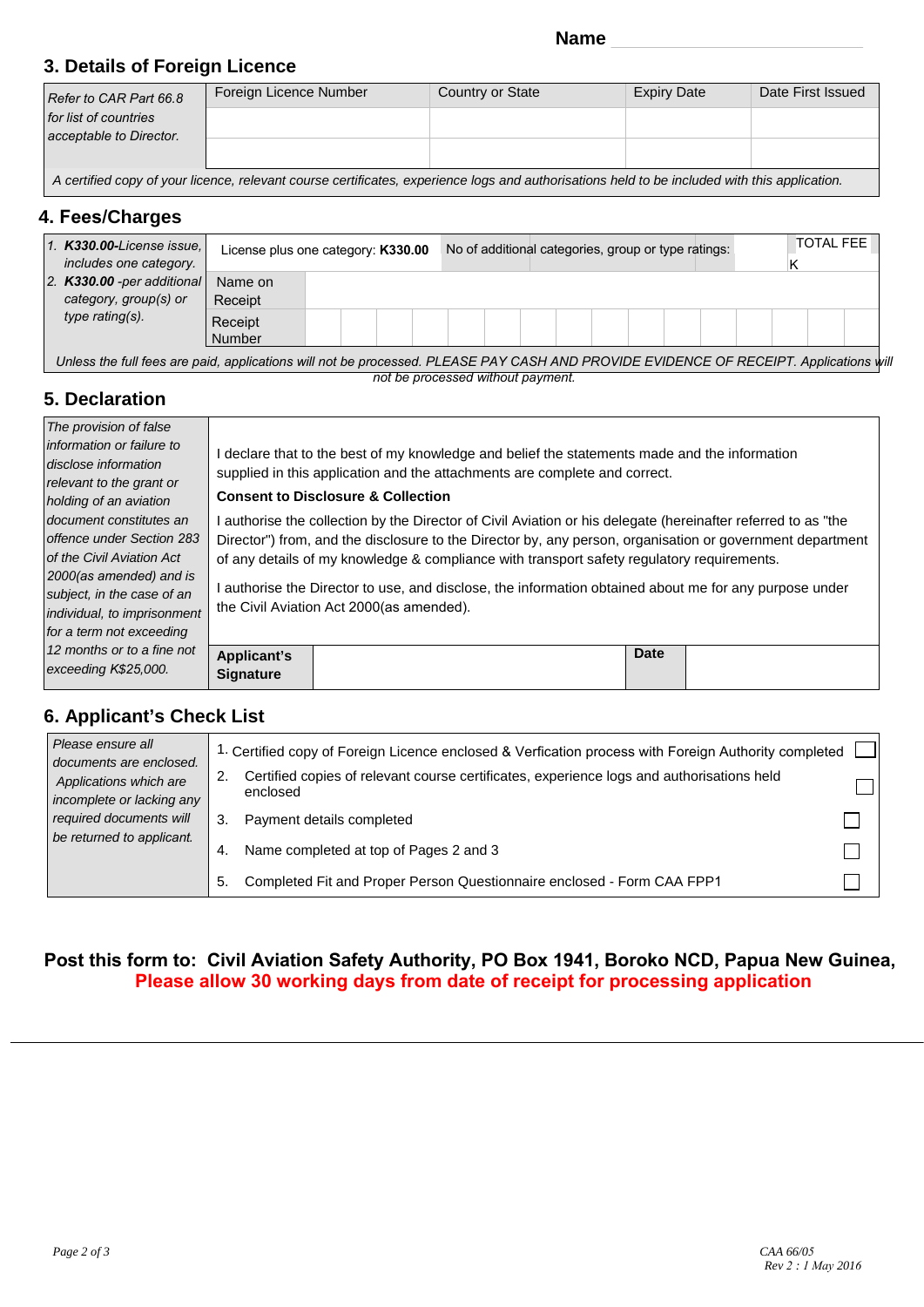**Name** \_\_\_\_\_\_\_\_\_\_\_\_\_\_\_\_\_\_\_\_\_\_\_\_\_\_\_\_

## 3. Details of Foreign Licence

| *Refer to CAR Part 66.8 for list of countries acceptable to Director.* | Foreign Licence Number | Country or State | Expiry Date | Date First Issued |
|---|---|---|---|---|
| | | | | |
| | | | | |

*A certified copy of your licence, relevant course certificates, experience logs and authorisations held to be included with this application.*

## 4. Fees/Charges

| | | | |
|---|---|---|---|
| 1. ***K330.00-**License issue, includes one category.* <br> 2. ***K330.00** -per additional category, group(s) or type rating(s).* | License plus one category: **K330.00** | No of additional categories, group or type ratings: | TOTAL FEE K |
| | Name on Receipt | | |
| | Receipt Number | | |

*Unless the full fees are paid, applications will not be processed. PLEASE PAY CASH AND PROVIDE EVIDENCE OF RECEIPT. Applications will not be processed without payment.*

## 5. Declaration

*The provision of false information or failure to disclose information relevant to the grant or holding of an aviation document constitutes an offence under Section 283 of the Civil Aviation Act 2000(as amended) and is subject, in the case of an individual, to imprisonment for a term not exceeding 12 months or to a fine not exceeding K$25,000.*

I declare that to the best of my knowledge and belief the statements made and the information supplied in this application and the attachments are complete and correct.

**Consent to Disclosure & Collection**

I authorise the collection by the Director of Civil Aviation or his delegate (hereinafter referred to as "the Director") from, and the disclosure to the Director by, any person, organisation or government department of any details of my knowledge & compliance with transport safety regulatory requirements.

I authorise the Director to use, and disclose, the information obtained about me for any purpose under the Civil Aviation Act 2000(as amended).

| **Applicant's Signature** | | **Date** | |
|---|---|---|---|

## 6. Applicant's Check List

*Please ensure all documents are enclosed. Applications which are incomplete or lacking any required documents will be returned to applicant.*

1. Certified copy of Foreign Licence enclosed & Verfication process with Foreign Authority completed ☐
2. Certified copies of relevant course certificates, experience logs and authorisations held enclosed ☐
3. Payment details completed ☐
4. Name completed at top of Pages 2 and 3 ☐
5. Completed Fit and Proper Person Questionnaire enclosed - Form CAA FPP1 ☐

**Post this form to: Civil Aviation Safety Authority, PO Box 1941, Boroko NCD, Papua New Guinea,**
**Please allow 30 working days from date of receipt for processing application**

*CAA 66/05*
*Rev 2 : 1 May 2016*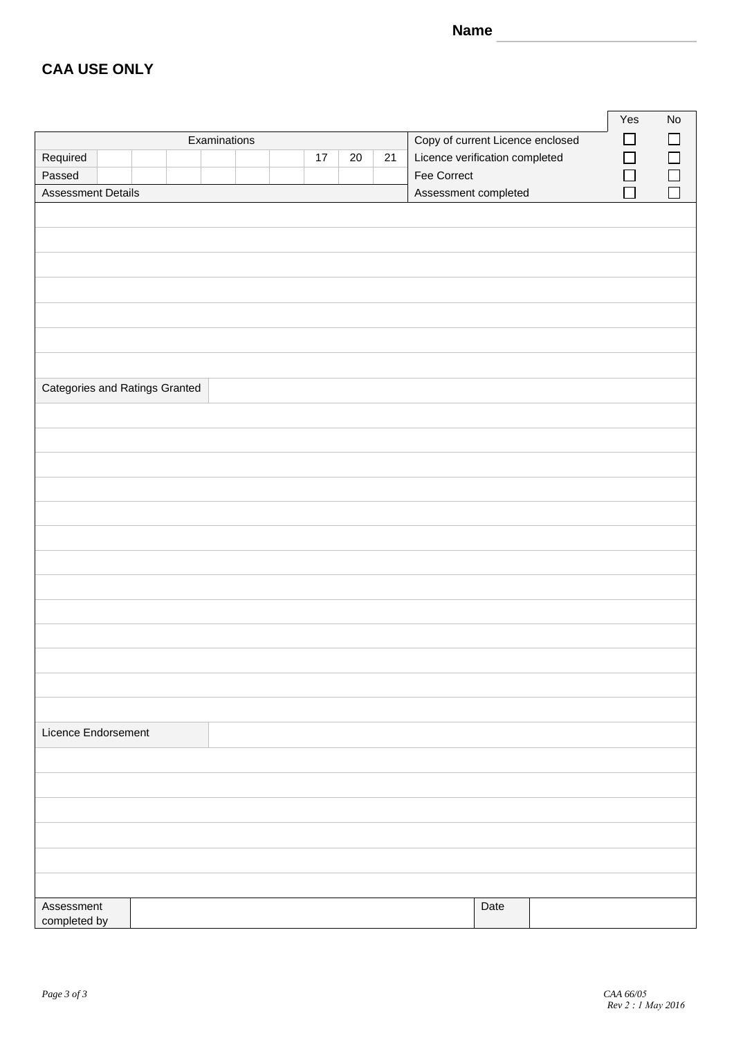Name

## CAA USE ONLY

| Examinations | | | | | | | | | | | Yes | No |
|---|---|---|---|---|---|---|---|---|---|---|---|---|
| Required | | | | | | | 17 | 20 | 21 | Copy of current Licence enclosed | ☐ | ☐ |
| Passed | | | | | | | | | | Licence verification completed | ☐ | ☐ |
| | | | | | | | | | | Fee Correct | ☐ | ☐ |
| Assessment Details | | | | | | | | | | Assessment completed | ☐ | ☐ |

Categories and Ratings Granted

Licence Endorsement

| Assessment completed by | | Date | |
|---|---|---|---|